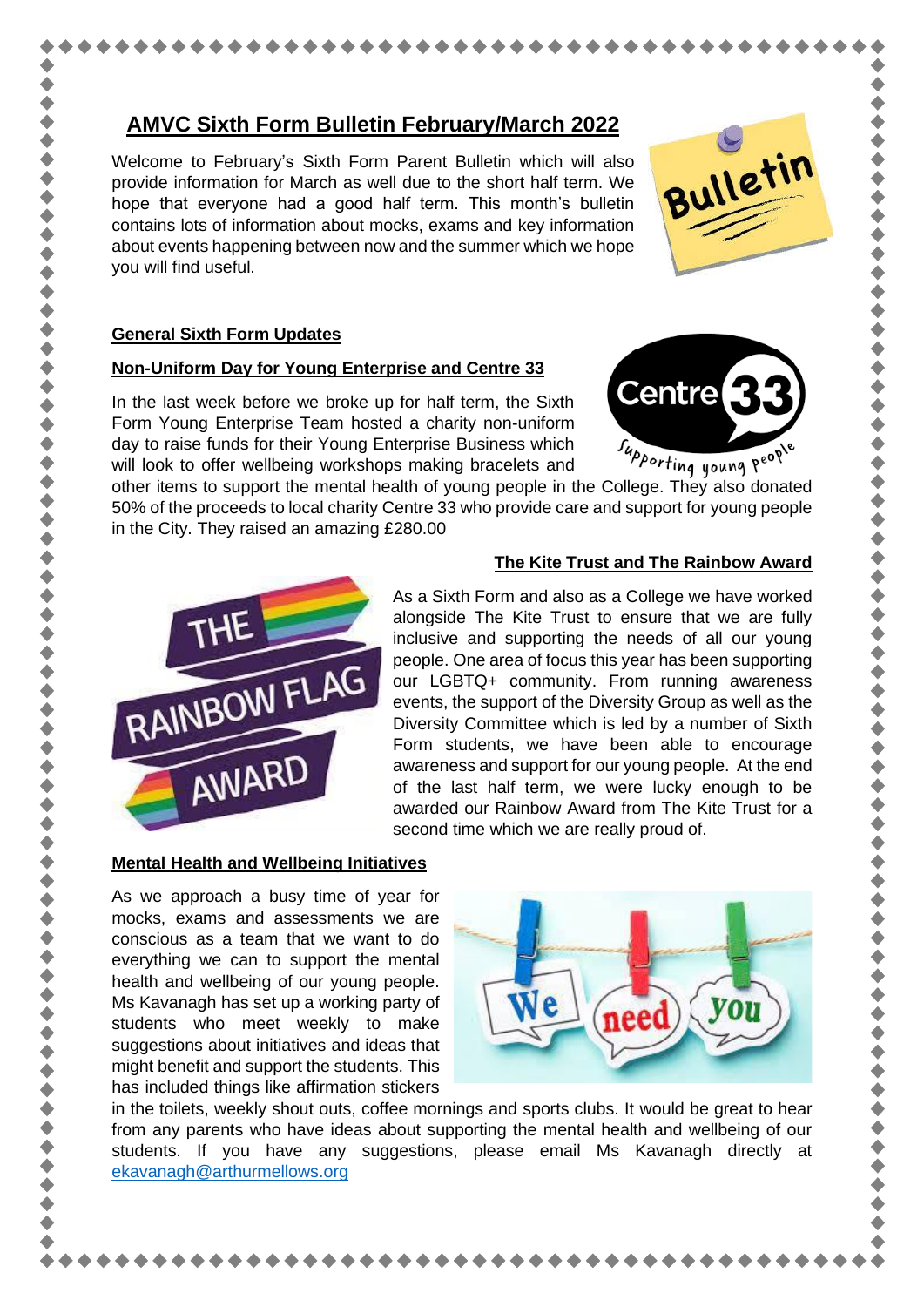# AMVC Sixth Form Bulletin February/March 2022

Welcome to February's Sixth Form Parent Bulletin which will also provide information for March as well due to the short half term. We hope that everyone had a good half term. This month's bulletin contains lots of information about mocks, exams and key information about events happening between now and the summer which we hope you will find useful.

## General Sixth Form Updates

### Non-Uniform Day for Young Enterprise and Centre 33

In the last week before we broke up for half term, the Sixth Form Young Enterprise Team hosted a charity non-uniform day to raise funds for their Young Enterprise Business which will look to offer wellbeing workshops making bracelets and other items to support the mental health of young people in the College. They also donated 50% of the proceeds to local charity Centre 33 who provide care and support for young people in the City. They raised an amazing £280.00

### The Kite Trust and The Rainbow Award

As a Sixth Form and also as a College we have worked alongside The Kite Trust to ensure that we are fully inclusive and supporting the needs of all our young people. One area of focus this year has been supporting our LGBTQ+ community. From running awareness events, the support of the Diversity Group as well as the Diversity Committee which is led by a number of Sixth Form students, we have been able to encourage awareness and support for our young people. At the end of the last half term, we were lucky enough to be awarded our Rainbow Award from The Kite Trust for a second time which we are really proud of.

### Mental Health and Wellbeing Initiatives

As we approach a busy time of year for mocks, exams and assessments we are conscious as a team that we want to do everything we can to support the mental health and wellbeing of our young people. Ms Kavanagh has set up a working party of students who meet weekly to make suggestions about initiatives and ideas that might benefit and support the students. This has included things like affirmation stickers in the toilets, weekly shout outs, coffee mornings and sports clubs. It would be great to hear from any parents who have ideas about supporting the mental health and wellbeing of our students. If you have any suggestions, please email Ms Kavanagh directly at ekavanagh@arthurmellows.org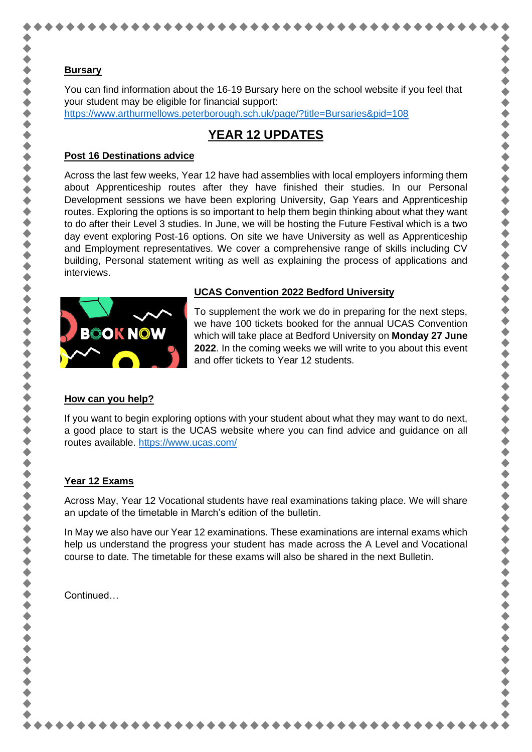**Bursary**

You can find information about the 16-19 Bursary here on the school website if you feel that your student may be eligible for financial support:
https://www.arthurmellows.peterborough.sch.uk/page/?title=Bursaries&pid=108

# YEAR 12 UPDATES

**Post 16 Destinations advice**

Across the last few weeks, Year 12 have had assemblies with local employers informing them about Apprenticeship routes after they have finished their studies. In our Personal Development sessions we have been exploring University, Gap Years and Apprenticeship routes. Exploring the options is so important to help them begin thinking about what they want to do after their Level 3 studies. In June, we will be hosting the Future Festival which is a two day event exploring Post-16 options. On site we have University as well as Apprenticeship and Employment representatives. We cover a comprehensive range of skills including CV building, Personal statement writing as well as explaining the process of applications and interviews.

**UCAS Convention 2022 Bedford University**

To supplement the work we do in preparing for the next steps, we have 100 tickets booked for the annual UCAS Convention which will take place at Bedford University on **Monday 27 June 2022**. In the coming weeks we will write to you about this event and offer tickets to Year 12 students.

**How can you help?**

If you want to begin exploring options with your student about what they may want to do next, a good place to start is the UCAS website where you can find advice and guidance on all routes available. https://www.ucas.com/

**Year 12 Exams**

Across May, Year 12 Vocational students have real examinations taking place. We will share an update of the timetable in March's edition of the bulletin.

In May we also have our Year 12 examinations. These examinations are internal exams which help us understand the progress your student has made across the A Level and Vocational course to date. The timetable for these exams will also be shared in the next Bulletin.

Continued…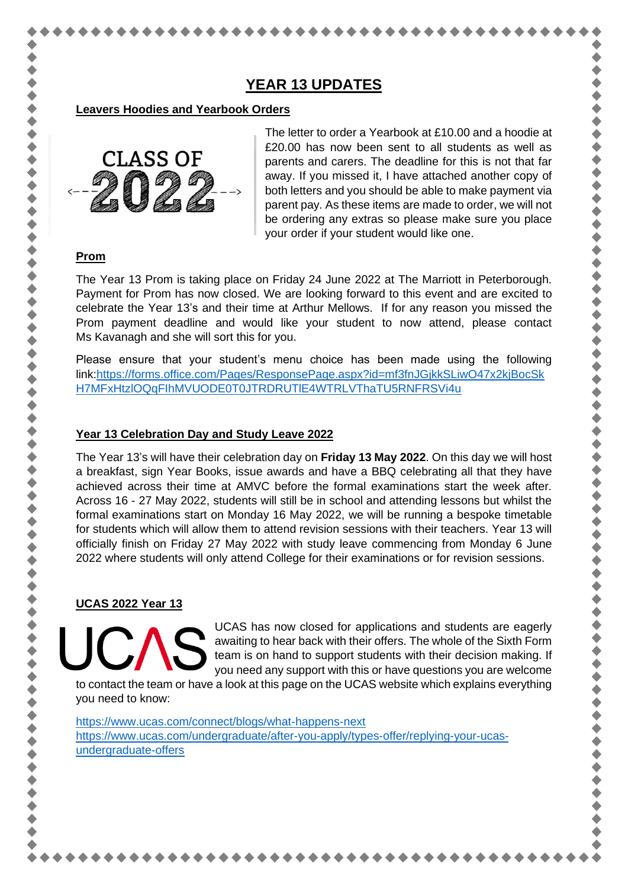# YEAR 13 UPDATES

## Leavers Hoodies and Yearbook Orders

The letter to order a Yearbook at £10.00 and a hoodie at £20.00 has now been sent to all students as well as parents and carers. The deadline for this is not that far away. If you missed it, I have attached another copy of both letters and you should be able to make payment via parent pay. As these items are made to order, we will not be ordering any extras so please make sure you place your order if your student would like one.

## Prom

The Year 13 Prom is taking place on Friday 24 June 2022 at The Marriott in Peterborough. Payment for Prom has now closed. We are looking forward to this event and are excited to celebrate the Year 13's and their time at Arthur Mellows. If for any reason you missed the Prom payment deadline and would like your student to now attend, please contact Ms Kavanagh and she will sort this for you.

Please ensure that your student's menu choice has been made using the following link:https://forms.office.com/Pages/ResponsePage.aspx?id=mf3fnJGjkkSLiwO47x2kjBocSkH7MFxHtzlOQqFIhMVUODE0T0JTRDRUTlE4WTRLVThaTU5RNFRSVi4u

## Year 13 Celebration Day and Study Leave 2022

The Year 13's will have their celebration day on **Friday 13 May 2022**. On this day we will host a breakfast, sign Year Books, issue awards and have a BBQ celebrating all that they have achieved across their time at AMVC before the formal examinations start the week after. Across 16 - 27 May 2022, students will still be in school and attending lessons but whilst the formal examinations start on Monday 16 May 2022, we will be running a bespoke timetable for students which will allow them to attend revision sessions with their teachers. Year 13 will officially finish on Friday 27 May 2022 with study leave commencing from Monday 6 June 2022 where students will only attend College for their examinations or for revision sessions.

## UCAS 2022 Year 13

UCAS has now closed for applications and students are eagerly awaiting to hear back with their offers. The whole of the Sixth Form team is on hand to support students with their decision making. If you need any support with this or have questions you are welcome to contact the team or have a look at this page on the UCAS website which explains everything you need to know:

https://www.ucas.com/connect/blogs/what-happens-next
https://www.ucas.com/undergraduate/after-you-apply/types-offer/replying-your-ucas-undergraduate-offers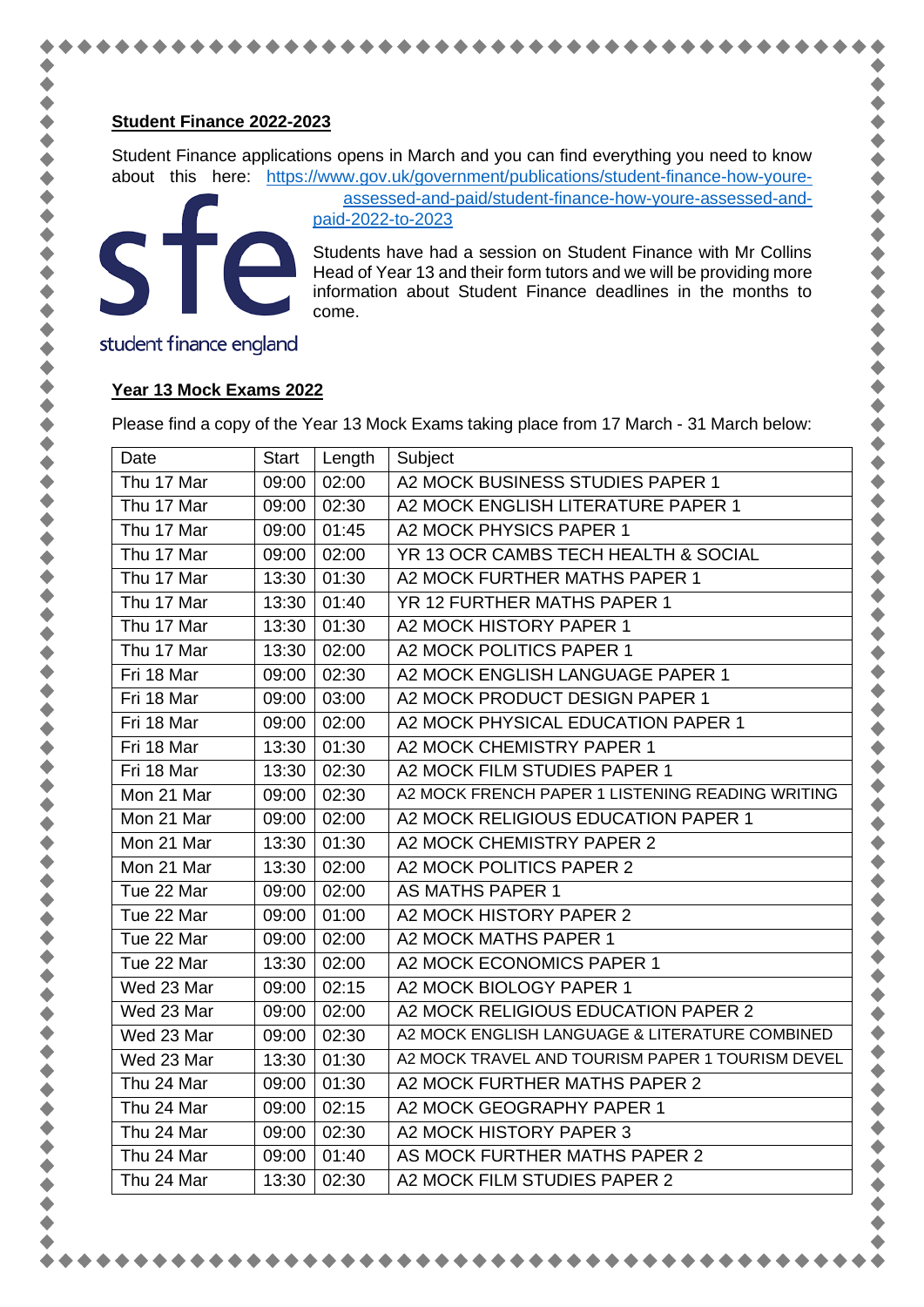**Student Finance 2022-2023**

Student Finance applications opens in March and you can find everything you need to know about this here: https://www.gov.uk/government/publications/student-finance-how-youre-assessed-and-paid/student-finance-how-youre-assessed-and-paid-2022-to-2023

Students have had a session on Student Finance with Mr Collins Head of Year 13 and their form tutors and we will be providing more information about Student Finance deadlines in the months to come.

**Year 13 Mock Exams 2022**

Please find a copy of the Year 13 Mock Exams taking place from 17 March - 31 March below:

| Date | Start | Length | Subject |
|---|---|---|---|
| Thu 17 Mar | 09:00 | 02:00 | A2 MOCK BUSINESS STUDIES PAPER 1 |
| Thu 17 Mar | 09:00 | 02:30 | A2 MOCK ENGLISH LITERATURE PAPER 1 |
| Thu 17 Mar | 09:00 | 01:45 | A2 MOCK PHYSICS PAPER 1 |
| Thu 17 Mar | 09:00 | 02:00 | YR 13 OCR CAMBS TECH HEALTH & SOCIAL |
| Thu 17 Mar | 13:30 | 01:30 | A2 MOCK FURTHER MATHS PAPER 1 |
| Thu 17 Mar | 13:30 | 01:40 | YR 12 FURTHER MATHS PAPER 1 |
| Thu 17 Mar | 13:30 | 01:30 | A2 MOCK HISTORY PAPER 1 |
| Thu 17 Mar | 13:30 | 02:00 | A2 MOCK POLITICS PAPER 1 |
| Fri 18 Mar | 09:00 | 02:30 | A2 MOCK ENGLISH LANGUAGE PAPER 1 |
| Fri 18 Mar | 09:00 | 03:00 | A2 MOCK PRODUCT DESIGN PAPER 1 |
| Fri 18 Mar | 09:00 | 02:00 | A2 MOCK PHYSICAL EDUCATION PAPER 1 |
| Fri 18 Mar | 13:30 | 01:30 | A2 MOCK CHEMISTRY PAPER 1 |
| Fri 18 Mar | 13:30 | 02:30 | A2 MOCK FILM STUDIES PAPER 1 |
| Mon 21 Mar | 09:00 | 02:30 | A2 MOCK FRENCH PAPER 1 LISTENING READING WRITING |
| Mon 21 Mar | 09:00 | 02:00 | A2 MOCK RELIGIOUS EDUCATION PAPER 1 |
| Mon 21 Mar | 13:30 | 01:30 | A2 MOCK CHEMISTRY PAPER 2 |
| Mon 21 Mar | 13:30 | 02:00 | A2 MOCK POLITICS PAPER 2 |
| Tue 22 Mar | 09:00 | 02:00 | AS MATHS PAPER 1 |
| Tue 22 Mar | 09:00 | 01:00 | A2 MOCK HISTORY PAPER 2 |
| Tue 22 Mar | 09:00 | 02:00 | A2 MOCK MATHS PAPER 1 |
| Tue 22 Mar | 13:30 | 02:00 | A2 MOCK ECONOMICS PAPER 1 |
| Wed 23 Mar | 09:00 | 02:15 | A2 MOCK BIOLOGY PAPER 1 |
| Wed 23 Mar | 09:00 | 02:00 | A2 MOCK RELIGIOUS EDUCATION PAPER 2 |
| Wed 23 Mar | 09:00 | 02:30 | A2 MOCK ENGLISH LANGUAGE & LITERATURE COMBINED |
| Wed 23 Mar | 13:30 | 01:30 | A2 MOCK TRAVEL AND TOURISM PAPER 1 TOURISM DEVEL |
| Thu 24 Mar | 09:00 | 01:30 | A2 MOCK FURTHER MATHS PAPER 2 |
| Thu 24 Mar | 09:00 | 02:15 | A2 MOCK GEOGRAPHY PAPER 1 |
| Thu 24 Mar | 09:00 | 02:30 | A2 MOCK HISTORY PAPER 3 |
| Thu 24 Mar | 09:00 | 01:40 | AS MOCK FURTHER MATHS PAPER 2 |
| Thu 24 Mar | 13:30 | 02:30 | A2 MOCK FILM STUDIES PAPER 2 |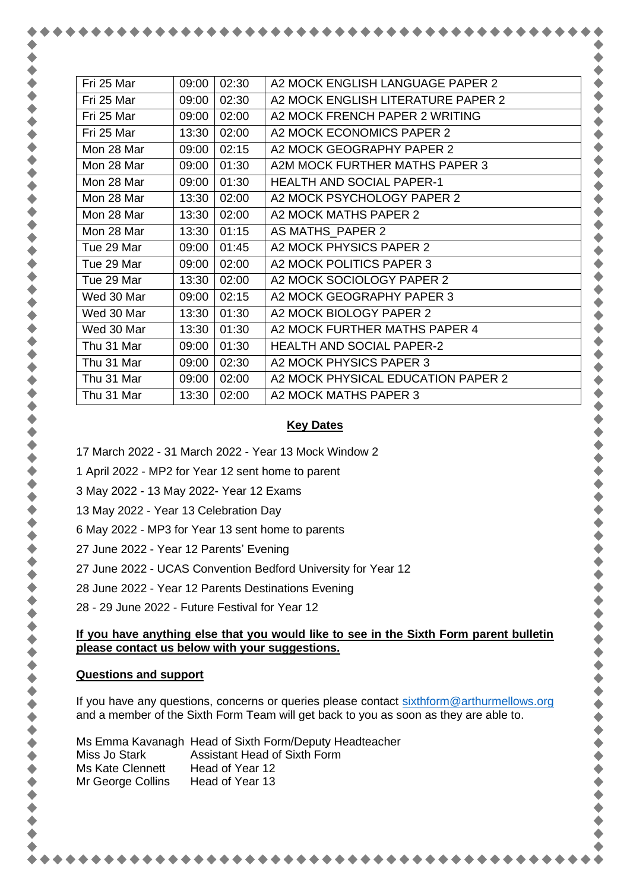| | | | |
|---|---|---|---|
| Fri 25 Mar | 09:00 | 02:30 | A2 MOCK ENGLISH LANGUAGE PAPER 2 |
| Fri 25 Mar | 09:00 | 02:30 | A2 MOCK ENGLISH LITERATURE PAPER 2 |
| Fri 25 Mar | 09:00 | 02:00 | A2 MOCK FRENCH PAPER 2 WRITING |
| Fri 25 Mar | 13:30 | 02:00 | A2 MOCK ECONOMICS PAPER 2 |
| Mon 28 Mar | 09:00 | 02:15 | A2 MOCK GEOGRAPHY PAPER 2 |
| Mon 28 Mar | 09:00 | 01:30 | A2M MOCK FURTHER MATHS PAPER 3 |
| Mon 28 Mar | 09:00 | 01:30 | HEALTH AND SOCIAL PAPER-1 |
| Mon 28 Mar | 13:30 | 02:00 | A2 MOCK PSYCHOLOGY PAPER 2 |
| Mon 28 Mar | 13:30 | 02:00 | A2 MOCK MATHS PAPER 2 |
| Mon 28 Mar | 13:30 | 01:15 | AS MATHS_PAPER 2 |
| Tue 29 Mar | 09:00 | 01:45 | A2 MOCK PHYSICS PAPER 2 |
| Tue 29 Mar | 09:00 | 02:00 | A2 MOCK POLITICS PAPER 3 |
| Tue 29 Mar | 13:30 | 02:00 | A2 MOCK SOCIOLOGY PAPER 2 |
| Wed 30 Mar | 09:00 | 02:15 | A2 MOCK GEOGRAPHY PAPER 3 |
| Wed 30 Mar | 13:30 | 01:30 | A2 MOCK BIOLOGY PAPER 2 |
| Wed 30 Mar | 13:30 | 01:30 | A2 MOCK FURTHER MATHS PAPER 4 |
| Thu 31 Mar | 09:00 | 01:30 | HEALTH AND SOCIAL PAPER-2 |
| Thu 31 Mar | 09:00 | 02:30 | A2 MOCK PHYSICS PAPER 3 |
| Thu 31 Mar | 09:00 | 02:00 | A2 MOCK PHYSICAL EDUCATION PAPER 2 |
| Thu 31 Mar | 13:30 | 02:00 | A2 MOCK MATHS PAPER 3 |

## Key Dates

17 March 2022 - 31 March 2022 - Year 13 Mock Window 2

1 April 2022 - MP2 for Year 12 sent home to parent

3 May 2022 - 13 May 2022- Year 12 Exams

13 May 2022 - Year 13 Celebration Day

6 May 2022 - MP3 for Year 13 sent home to parents

27 June 2022 - Year 12 Parents' Evening

27 June 2022 - UCAS Convention Bedford University for Year 12

28 June 2022 - Year 12 Parents Destinations Evening

28 - 29 June 2022 - Future Festival for Year 12

**If you have anything else that you would like to see in the Sixth Form parent bulletin please contact us below with your suggestions.**

**Questions and support**

If you have any questions, concerns or queries please contact sixthform@arthurmellows.org and a member of the Sixth Form Team will get back to you as soon as they are able to.

Ms Emma Kavanagh Head of Sixth Form/Deputy Headteacher
Miss Jo Stark Assistant Head of Sixth Form
Ms Kate Clennett Head of Year 12
Mr George Collins Head of Year 13